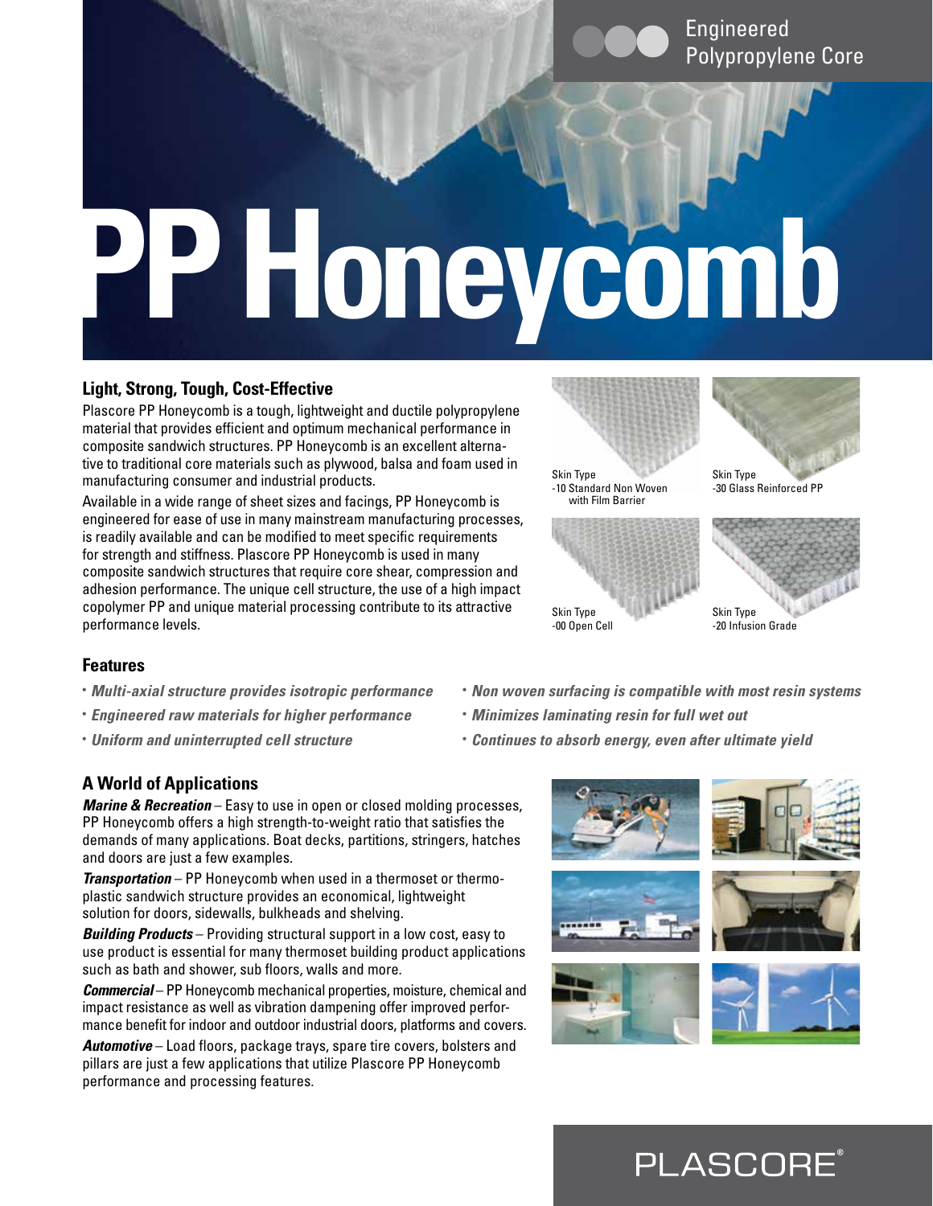Engineered Polypropylene Core

# PP Honeycomb

## Light, Strong, Tough, Cost-Effective

Plascore PP Honeycomb is a tough, lightweight and ductile polypropylene material that provides efficient and optimum mechanical performance in composite sandwich structures. PP Honeycomb is an excellent alternative to traditional core materials such as plywood, balsa and foam used in manufacturing consumer and industrial products.

Available in a wide range of sheet sizes and facings, PP Honeycomb is engineered for ease of use in many mainstream manufacturing processes, is readily available and can be modified to meet specific requirements for strength and stiffness. Plascore PP Honeycomb is used in many composite sandwich structures that require core shear, compression and adhesion performance. The unique cell structure, the use of a high impact copolymer PP and unique material processing contribute to its attractive performance levels.

Skin Type -10 Standard Non Woven with Film Barrier

Skin Type -30 Glass Reinforced PP

Skin Type -00 Open Cell

Skin Type -20 Infusion Grade

## Features

- *Multi-axial structure provides isotropic performance*
- *Engineered raw materials for higher performance*
- *Uniform and uninterrupted cell structure*
- *Non woven surfacing is compatible with most resin systems*
- *Minimizes laminating resin for full wet out*
- *Continues to absorb energy, even after ultimate yield*

## A World of Applications

***Marine & Recreation*** – Easy to use in open or closed molding processes, PP Honeycomb offers a high strength-to-weight ratio that satisfies the demands of many applications. Boat decks, partitions, stringers, hatches and doors are just a few examples.

***Transportation*** – PP Honeycomb when used in a thermoset or thermoplastic sandwich structure provides an economical, lightweight solution for doors, sidewalls, bulkheads and shelving.

***Building Products*** – Providing structural support in a low cost, easy to use product is essential for many thermoset building product applications such as bath and shower, sub floors, walls and more.

***Commercial*** – PP Honeycomb mechanical properties, moisture, chemical and impact resistance as well as vibration dampening offer improved performance benefit for indoor and outdoor industrial doors, platforms and covers.

***Automotive*** – Load floors, package trays, spare tire covers, bolsters and pillars are just a few applications that utilize Plascore PP Honeycomb performance and processing features.

PLASCORE®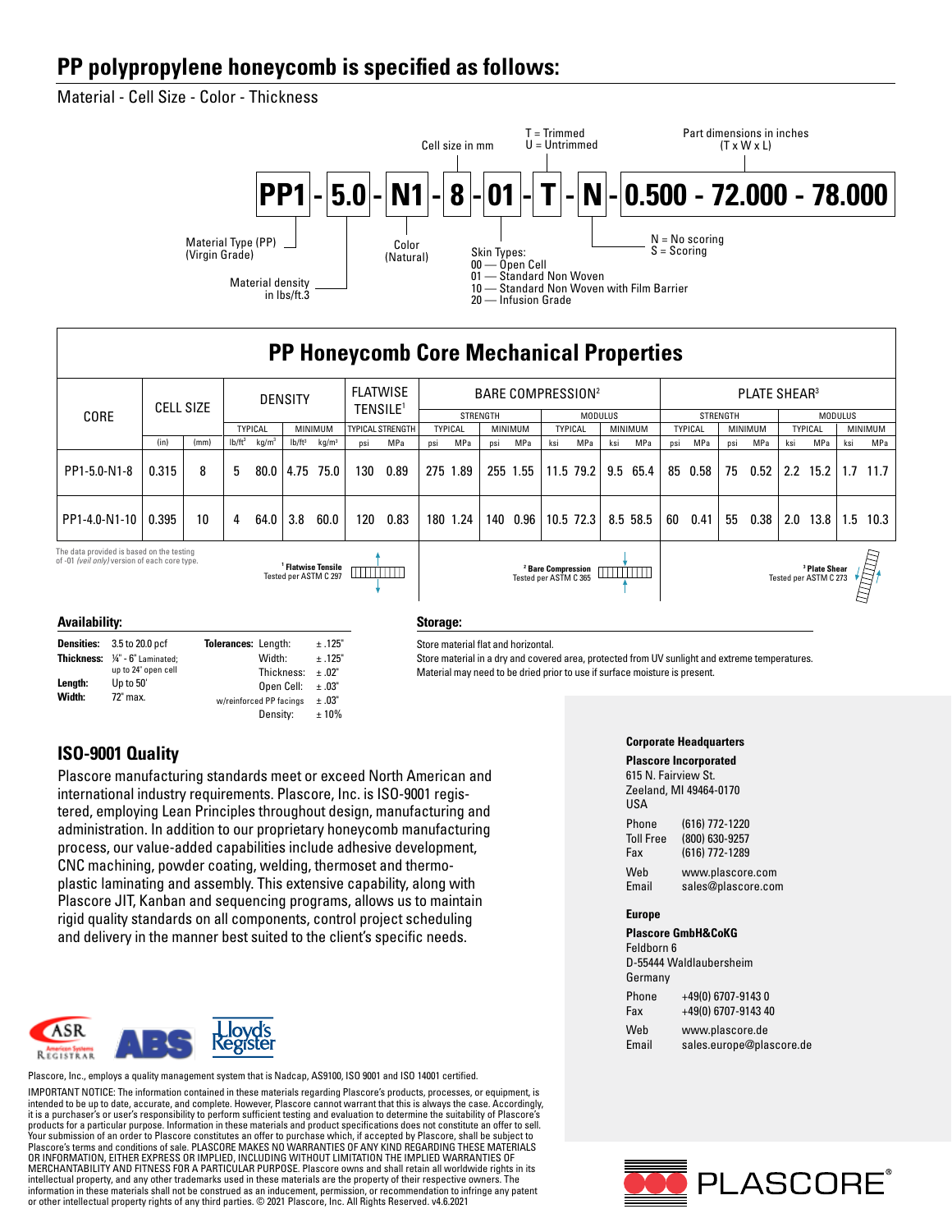## PP polypropylene honeycomb is specified as follows:

Material - Cell Size - Color - Thickness

**PP1 - 5.0 - N1 - 8 - 01 - T - N - 0.500 - 72.000 - 78.000**

- Material Type (PP) (Virgin Grade)
- Material density in lbs/ft.3
- Color (Natural)
- Cell size in mm
- Skin Types:
  - 00 — Open Cell
  - 01 — Standard Non Woven
  - 10 — Standard Non Woven with Film Barrier
  - 20 — Infusion Grade
- T = Trimmed
- U = Untrimmed
- N = No scoring
- S = Scoring
- Part dimensions in inches (T x W x L)

## PP Honeycomb Core Mechanical Properties

| CORE | CELL SIZE | | DENSITY | | | | FLATWISE TENSILE[1] | | BARE COMPRESSION[2] | | | | | | | | PLATE SHEAR[3] | | | | | | | |
|---|---|---|---|---|---|---|---|---|---|---|---|---|---|---|---|---|---|---|---|---|---|---|---|---|
| | | | | | | | | | STRENGTH | | | | MODULUS | | | | STRENGTH | | | | MODULUS | | | |
| | | | TYPICAL | | MINIMUM | | TYPICAL STRENGTH | | TYPICAL | | MINIMUM | | TYPICAL | | MINIMUM | | TYPICAL | | MINIMUM | | TYPICAL | | MINIMUM | |
| | (in) | (mm) | lb/ft³ | kg/m³ | lb/ft³ | kg/m³ | psi | MPa | psi | MPa | psi | MPa | ksi | MPa | ksi | MPa | psi | MPa | psi | MPa | ksi | MPa | ksi | MPa |
| PP1-5.0-N1-8 | 0.315 | 8 | 5 | 80.0 | 4.75 | 75.0 | 130 | 0.89 | 275 | 1.89 | 255 | 1.55 | 11.5 | 79.2 | 9.5 | 65.4 | 85 | 0.58 | 75 | 0.52 | 2.2 | 15.2 | 1.7 | 11.7 |
| PP1-4.0-N1-10 | 0.395 | 10 | 4 | 64.0 | 3.8 | 60.0 | 120 | 0.83 | 180 | 1.24 | 140 | 0.96 | 10.5 | 72.3 | 8.5 | 58.5 | 60 | 0.41 | 55 | 0.38 | 2.0 | 13.8 | 1.5 | 10.3 |

The data provided is based on the testing of -01 *(veil only)* version of each core type.

[1] **Flatwise Tensile** Tested per ASTM C 297

[2] **Bare Compression** Tested per ASTM C 365

[3] **Plate Shear** Tested per ASTM C 273

### Availability:

| | | | | |
|---|---|---|---|---|
| **Densities:** | 3.5 to 20.0 pcf | **Tolerances:** | Length: | ± .125" |
| **Thickness:** | ¼" - 6" Laminated; up to 24" open cell | | Width: | ± .125" |
| | | | Thickness: | ± .02" |
| **Length:** | Up to 50' | | Open Cell: | ± .03" |
| **Width:** | 72" max. | | w/reinforced PP facings | ± .03" |
| | | | Density: | ± 10% |

### Storage:

Store material flat and horizontal.

Store material in a dry and covered area, protected from UV sunlight and extreme temperatures.

Material may need to be dried prior to use if surface moisture is present.

## ISO-9001 Quality

Plascore manufacturing standards meet or exceed North American and international industry requirements. Plascore, Inc. is ISO-9001 registered, employing Lean Principles throughout design, manufacturing and administration. In addition to our proprietary honeycomb manufacturing process, our value-added capabilities include adhesive development, CNC machining, powder coating, welding, thermoset and thermoplastic laminating and assembly. This extensive capability, along with Plascore JIT, Kanban and sequencing programs, allows us to maintain rigid quality standards on all components, control project scheduling and delivery in the manner best suited to the client's specific needs.

Plascore, Inc., employs a quality management system that is Nadcap, AS9100, ISO 9001 and ISO 14001 certified.

IMPORTANT NOTICE: The information contained in these materials regarding Plascore's products, processes, or equipment, is intended to be up to date, accurate, and complete. However, Plascore cannot warrant that this is always the case. Accordingly, it is a purchaser's or user's responsibility to perform sufficient testing and evaluation to determine the suitability of Plascore's products for a particular purpose. Information in these materials and product specifications does not constitute an offer to sell. Your submission of an order to Plascore constitutes an offer to purchase which, if accepted by Plascore, shall be subject to Plascore's terms and conditions of sale. PLASCORE MAKES NO WARRANTIES OF ANY KIND REGARDING THESE MATERIALS OR INFORMATION, EITHER EXPRESS OR IMPLIED, INCLUDING WITHOUT LIMITATION THE IMPLIED WARRANTIES OF MERCHANTABILITY AND FITNESS FOR A PARTICULAR PURPOSE. Plascore owns and shall retain all worldwide rights in its intellectual property, and any other trademarks used in these materials are the property of their respective owners. The information in these materials shall not be construed as an inducement, permission, or recommendation to infringe any patent or other intellectual property rights of any third parties. © 2021 Plascore, Inc. All Rights Reserved. v4.6.2021

**Corporate Headquarters**

**Plascore Incorporated**
615 N. Fairview St.
Zeeland, MI 49464-0170
USA

Phone (616) 772-1220
Toll Free (800) 630-9257
Fax (616) 772-1289
Web www.plascore.com
Email sales@plascore.com

**Europe**

**Plascore GmbH&CoKG**
Feldborn 6
D-55444 Waldlaubersheim
Germany

Phone +49(0) 6707-9143 0
Fax +49(0) 6707-9143 40
Web www.plascore.de
Email sales.europe@plascore.de

PLASCORE®